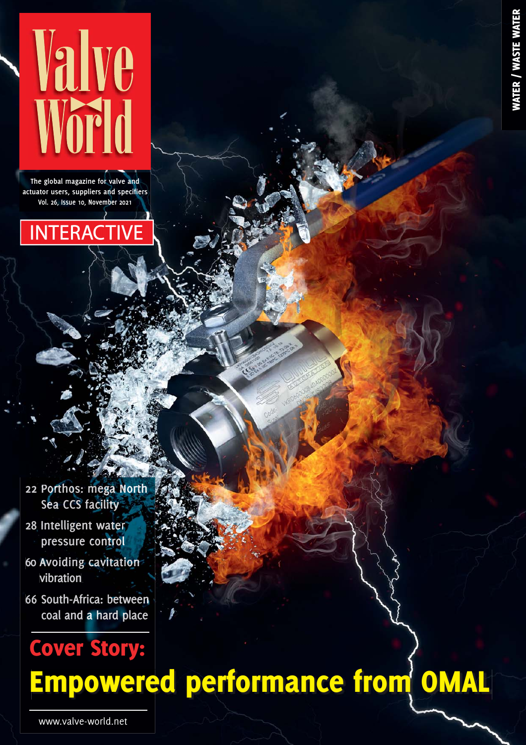# Valve World

The global magazine for valve and actuator users, suppliers and specifiers
Vol. 26, Issue 10, November 2021

INTERACTIVE

WATER / WASTE WATER

- 22 Porthos: mega North Sea CCS facility
- 28 Intelligent water pressure control
- 60 Avoiding cavitation vibration
- 66 South-Africa: between coal and a hard place

## Cover Story:

## Empowered performance from OMAL

www.valve-world.net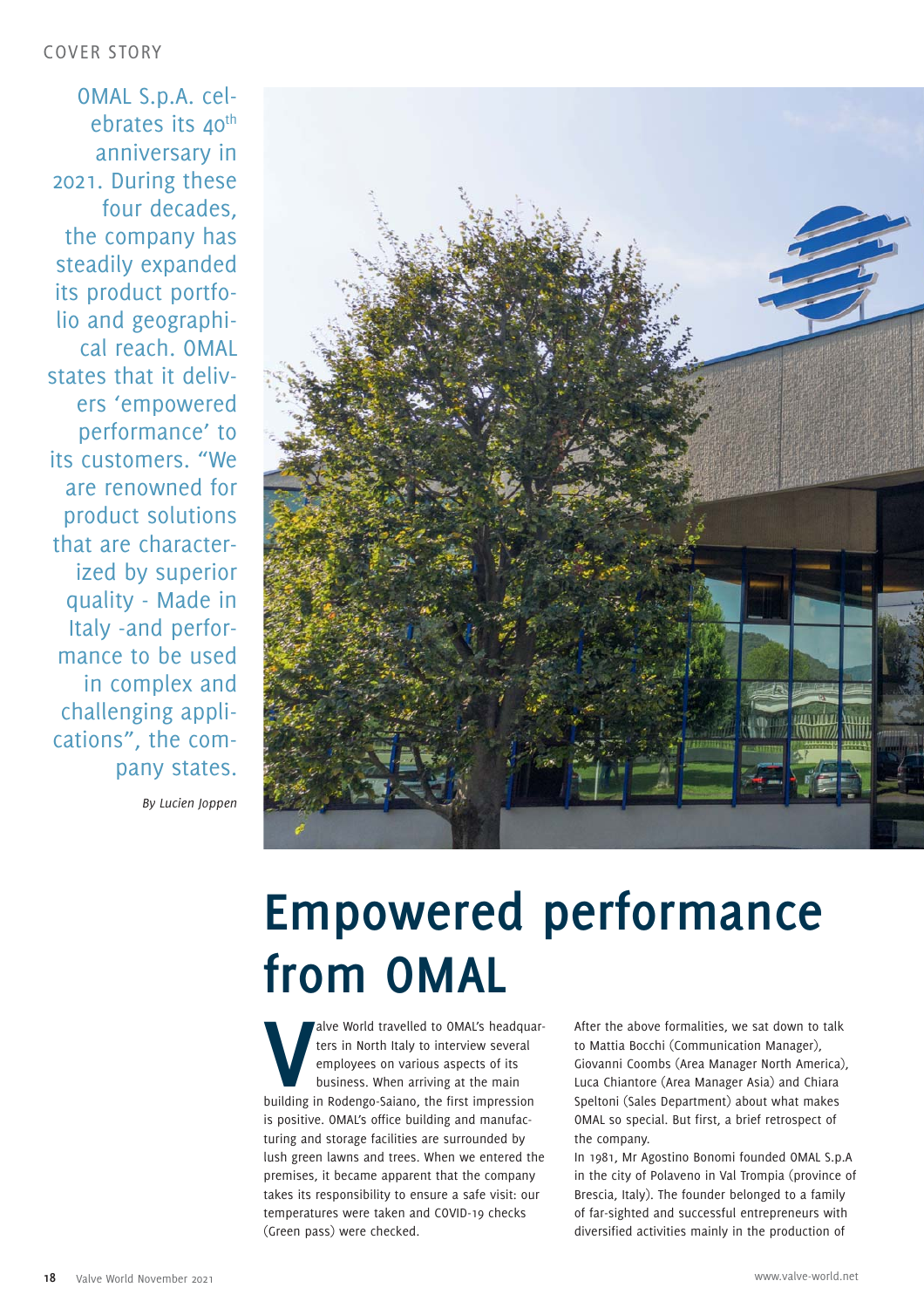COVER STORY

OMAL S.p.A. celebrates its 40th anniversary in 2021. During these four decades, the company has steadily expanded its product portfolio and geographical reach. OMAL states that it delivers 'empowered performance' to its customers. "We are renowned for product solutions that are characterized by superior quality - Made in Italy -and performance to be used in complex and challenging applications", the company states.

*By Lucien Joppen*

# Empowered performance from OMAL

Valve World travelled to OMAL's headquarters in North Italy to interview several employees on various aspects of its business. When arriving at the main building in Rodengo-Saiano, the first impression is positive. OMAL's office building and manufacturing and storage facilities are surrounded by lush green lawns and trees. When we entered the premises, it became apparent that the company takes its responsibility to ensure a safe visit: our temperatures were taken and COVID-19 checks (Green pass) were checked.

After the above formalities, we sat down to talk to Mattia Bocchi (Communication Manager), Giovanni Coombs (Area Manager North America), Luca Chiantore (Area Manager Asia) and Chiara Speltoni (Sales Department) about what makes OMAL so special. But first, a brief retrospect of the company.

In 1981, Mr Agostino Bonomi founded OMAL S.p.A in the city of Polaveno in Val Trompia (province of Brescia, Italy). The founder belonged to a family of far-sighted and successful entrepreneurs with diversified activities mainly in the production of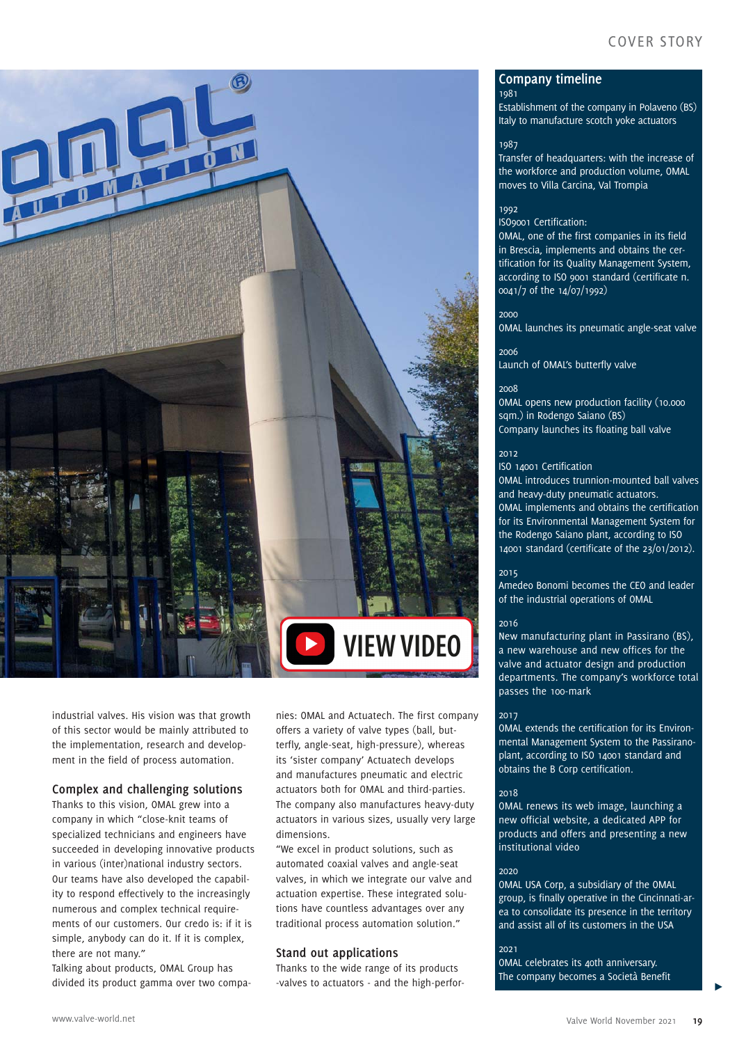industrial valves. His vision was that growth of this sector would be mainly attributed to the implementation, research and development in the field of process automation.

## Complex and challenging solutions

Thanks to this vision, OMAL grew into a company in which "close-knit teams of specialized technicians and engineers have succeeded in developing innovative products in various (inter)national industry sectors. Our teams have also developed the capability to respond effectively to the increasingly numerous and complex technical requirements of our customers. Our credo is: if it is simple, anybody can do it. If it is complex, there are not many."

Talking about products, OMAL Group has divided its product gamma over two companies: OMAL and Actuatech. The first company offers a variety of valve types (ball, butterfly, angle-seat, high-pressure), whereas its 'sister company' Actuatech develops and manufactures pneumatic and electric actuators both for OMAL and third-parties. The company also manufactures heavy-duty actuators in various sizes, usually very large dimensions.

"We excel in product solutions, such as automated coaxial valves and angle-seat valves, in which we integrate our valve and actuation expertise. These integrated solutions have countless advantages over any traditional process automation solution."

## Stand out applications

Thanks to the wide range of its products -valves to actuators - and the high-perfor-

## Company timeline

**1981**
Establishment of the company in Polaveno (BS) Italy to manufacture scotch yoke actuators

**1987**
Transfer of headquarters: with the increase of the workforce and production volume, OMAL moves to Villa Carcina, Val Trompia

**1992**
ISO9001 Certification:
OMAL, one of the first companies in its field in Brescia, implements and obtains the certification for its Quality Management System, according to ISO 9001 standard (certificate n. 0041/7 of the 14/07/1992)

**2000**
OMAL launches its pneumatic angle-seat valve

**2006**
Launch of OMAL's butterfly valve

**2008**
OMAL opens new production facility (10.000 sqm.) in Rodengo Saiano (BS)
Company launches its floating ball valve

**2012**
ISO 14001 Certification
OMAL introduces trunnion-mounted ball valves and heavy-duty pneumatic actuators.
OMAL implements and obtains the certification for its Environmental Management System for the Rodengo Saiano plant, according to ISO 14001 standard (certificate of the 23/01/2012).

**2015**
Amedeo Bonomi becomes the CEO and leader of the industrial operations of OMAL

**2016**
New manufacturing plant in Passirano (BS), a new warehouse and new offices for the valve and actuator design and production departments. The company's workforce total passes the 100-mark

**2017**
OMAL extends the certification for its Environmental Management System to the Passirano-plant, according to ISO 14001 standard and obtains the B Corp certification.

**2018**
OMAL renews its web image, launching a new official website, a dedicated APP for products and offers and presenting a new institutional video

**2020**
OMAL USA Corp, a subsidiary of the OMAL group, is finally operative in the Cincinnati-area to consolidate its presence in the territory and assist all of its customers in the USA

**2021**
OMAL celebrates its 40th anniversary.
The company becomes a Società Benefit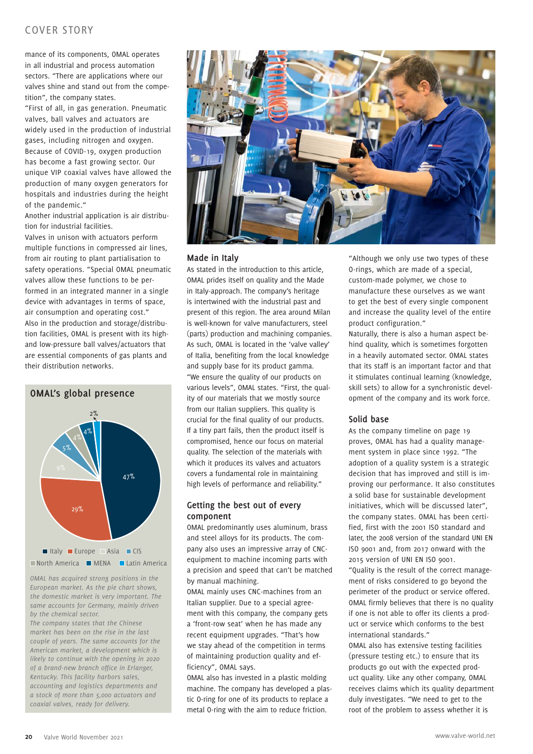mance of its components, OMAL operates in all industrial and process automation sectors. "There are applications where our valves shine and stand out from the competition", the company states.

"First of all, in gas generation. Pneumatic valves, ball valves and actuators are widely used in the production of industrial gases, including nitrogen and oxygen. Because of COVID-19, oxygen production has become a fast growing sector. Our unique VIP coaxial valves have allowed the production of many oxygen generators for hospitals and industries during the height of the pandemic."

Another industrial application is air distribution for industrial facilities.

Valves in unison with actuators perform multiple functions in compressed air lines, from air routing to plant partialisation to safety operations. "Special OMAL pneumatic valves allow these functions to be performed in an integrated manner in a single device with advantages in terms of space, air consumption and operating cost."

Also in the production and storage/distribution facilities, OMAL is present with its high- and low-pressure ball valves/actuators that are essential components of gas plants and their distribution networks.

## OMAL's global presence

| Region | Share |
|---|---|
| Italy | 47% |
| Europe | 29% |
| Asia | 9% |
| CIS | 5% |
| North America | 4% |
| MENA | 4% |
| Latin America | 2% |

*OMAL has acquired strong positions in the European market. As the pie chart shows, the domestic market is very important. The same accounts for Germany, mainly driven by the chemical sector.*

*The company states that the Chinese market has been on the rise in the last couple of years. The same accounts for the American market, a development which is likely to continue with the opening in 2020 of a brand-new branch office in Erlanger, Kentucky. This facility harbors sales, accounting and logistics departments and a stock of more than 5,000 actuators and coaxial valves, ready for delivery.*

## Made in Italy

As stated in the introduction to this article, OMAL prides itself on quality and the Made in Italy-approach. The company's heritage is intertwined with the industrial past and present of this region. The area around Milan is well-known for valve manufacturers, steel (parts) production and machining companies. As such, OMAL is located in the 'valve valley' of Italia, benefiting from the local knowledge and supply base for its product gamma.

"We ensure the quality of our products on various levels", OMAL states. "First, the quality of our materials that we mostly source from our Italian suppliers. This quality is crucial for the final quality of our products. If a tiny part fails, then the product itself is compromised, hence our focus on material quality. The selection of the materials with which it produces its valves and actuators covers a fundamental role in maintaining high levels of performance and reliability."

## Getting the best out of every component

OMAL predominantly uses aluminum, brass and steel alloys for its products. The company also uses an impressive array of CNC-equipment to machine incoming parts with a precision and speed that can't be matched by manual machining.

OMAL mainly uses CNC-machines from an Italian supplier. Due to a special agreement with this company, the company gets a 'front-row seat' when he has made any recent equipment upgrades. "That's how we stay ahead of the competition in terms of maintaining production quality and efficiency", OMAL says.

OMAL also has invested in a plastic molding machine. The company has developed a plastic O-ring for one of its products to replace a metal O-ring with the aim to reduce friction.

"Although we only use two types of these O-rings, which are made of a special, custom-made polymer, we chose to manufacture these ourselves as we want to get the best of every single component and increase the quality level of the entire product configuration."

Naturally, there is also a human aspect behind quality, which is sometimes forgotten in a heavily automated sector. OMAL states that its staff is an important factor and that it stimulates continual learning (knowledge, skill sets) to allow for a synchronistic development of the company and its work force.

## Solid base

As the company timeline on page 19 proves, OMAL has had a quality management system in place since 1992. "The adoption of a quality system is a strategic decision that has improved and still is improving our performance. It also constitutes a solid base for sustainable development initiatives, which will be discussed later", the company states. OMAL has been certified, first with the 2001 ISO standard and later, the 2008 version of the standard UNI EN ISO 9001 and, from 2017 onward with the 2015 version of UNI EN ISO 9001.

"Quality is the result of the correct management of risks considered to go beyond the perimeter of the product or service offered. OMAL firmly believes that there is no quality if one is not able to offer its clients a product or service which conforms to the best international standards."

OMAL also has extensive testing facilities (pressure testing etc.) to ensure that its products go out with the expected product quality. Like any other company, OMAL receives claims which its quality department duly investigates. "We need to get to the root of the problem to assess whether it is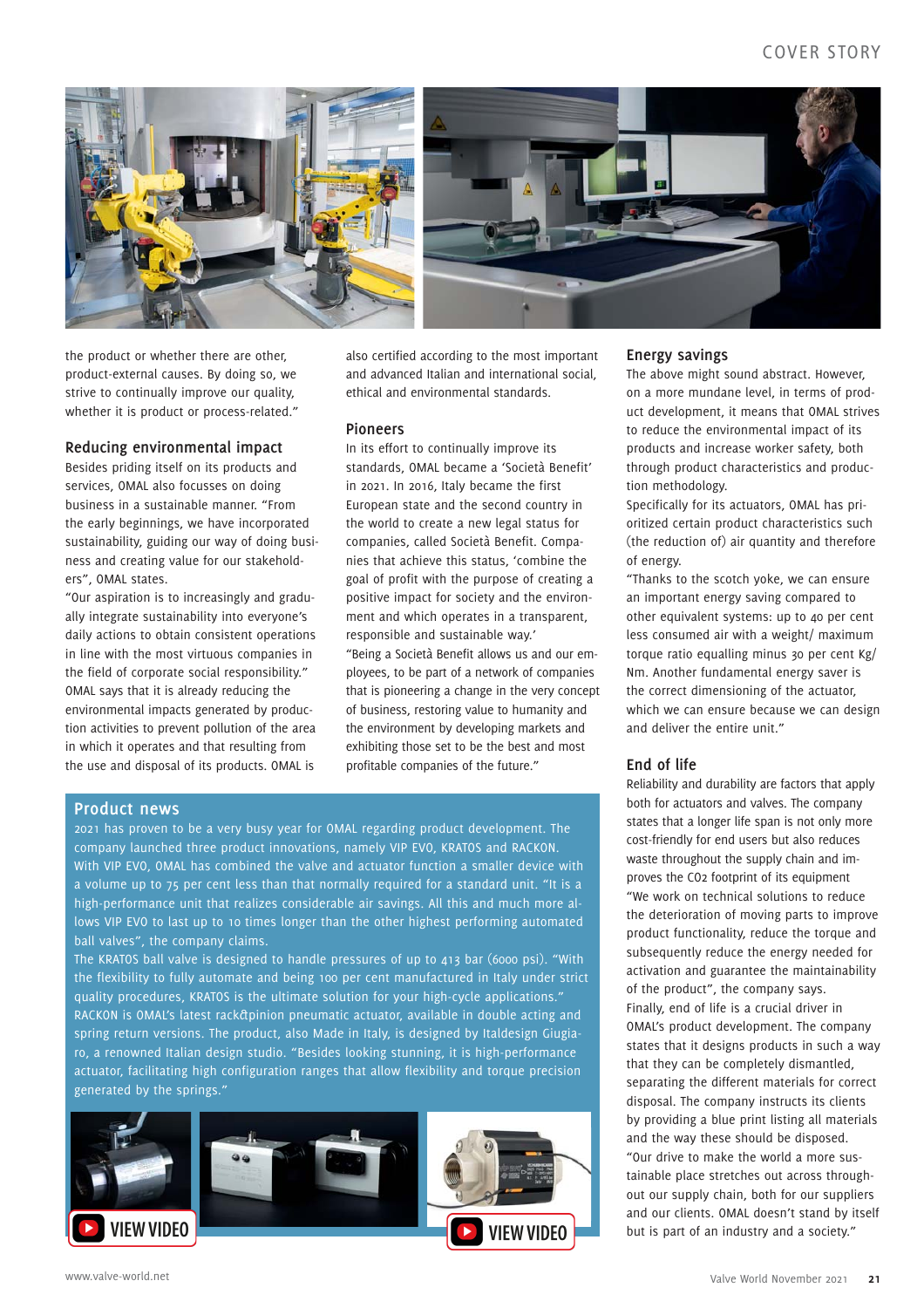the product or whether there are other, product-external causes. By doing so, we strive to continually improve our quality, whether it is product or process-related."

## Reducing environmental impact

Besides priding itself on its products and services, OMAL also focusses on doing business in a sustainable manner. "From the early beginnings, we have incorporated sustainability, guiding our way of doing business and creating value for our stakeholders", OMAL states.

"Our aspiration is to increasingly and gradually integrate sustainability into everyone's daily actions to obtain consistent operations in line with the most virtuous companies in the field of corporate social responsibility."

OMAL says that it is already reducing the environmental impacts generated by production activities to prevent pollution of the area in which it operates and that resulting from the use and disposal of its products. OMAL is also certified according to the most important and advanced Italian and international social, ethical and environmental standards.

## Pioneers

In its effort to continually improve its standards, OMAL became a 'Società Benefit' in 2021. In 2016, Italy became the first European state and the second country in the world to create a new legal status for companies, called Società Benefit. Companies that achieve this status, 'combine the goal of profit with the purpose of creating a positive impact for society and the environment and which operates in a transparent, responsible and sustainable way.'

"Being a Società Benefit allows us and our employees, to be part of a network of companies that is pioneering a change in the very concept of business, restoring value to humanity and the environment by developing markets and exhibiting those set to be the best and most profitable companies of the future."

## Product news

2021 has proven to be a very busy year for OMAL regarding product development. The company launched three product innovations, namely VIP EVO, KRATOS and RACKON.

With VIP EVO, OMAL has combined the valve and actuator function a smaller device with a volume up to 75 per cent less than that normally required for a standard unit. "It is a high-performance unit that realizes considerable air savings. All this and much more allows VIP EVO to last up to 10 times longer than the other highest performing automated ball valves", the company claims.

The KRATOS ball valve is designed to handle pressures of up to 413 bar (6000 psi). "With the flexibility to fully automate and being 100 per cent manufactured in Italy under strict quality procedures, KRATOS is the ultimate solution for your high-cycle applications."

RACKON is OMAL's latest rack&pinion pneumatic actuator, available in double acting and spring return versions. The product, also Made in Italy, is designed by Italdesign Giugiaro, a renowned Italian design studio. "Besides looking stunning, it is high-performance actuator, facilitating high configuration ranges that allow flexibility and torque precision generated by the springs."

VIEW VIDEO

VIEW VIDEO

## Energy savings

The above might sound abstract. However, on a more mundane level, in terms of product development, it means that OMAL strives to reduce the environmental impact of its products and increase worker safety, both through product characteristics and production methodology.

Specifically for its actuators, OMAL has prioritized certain product characteristics such (the reduction of) air quantity and therefore of energy.

"Thanks to the scotch yoke, we can ensure an important energy saving compared to other equivalent systems: up to 40 per cent less consumed air with a weight/ maximum torque ratio equalling minus 30 per cent Kg/ Nm. Another fundamental energy saver is the correct dimensioning of the actuator, which we can ensure because we can design and deliver the entire unit."

## End of life

Reliability and durability are factors that apply both for actuators and valves. The company states that a longer life span is not only more cost-friendly for end users but also reduces waste throughout the supply chain and improves the $CO_2$ footprint of its equipment

"We work on technical solutions to reduce the deterioration of moving parts to improve product functionality, reduce the torque and subsequently reduce the energy needed for activation and guarantee the maintainability of the product", the company says.

Finally, end of life is a crucial driver in OMAL's product development. The company states that it designs products in such a way that they can be completely dismantled, separating the different materials for correct disposal. The company instructs its clients by providing a blue print listing all materials and the way these should be disposed.

"Our drive to make the world a more sustainable place stretches out across throughout our supply chain, both for our suppliers and our clients. OMAL doesn't stand by itself but is part of an industry and a society."